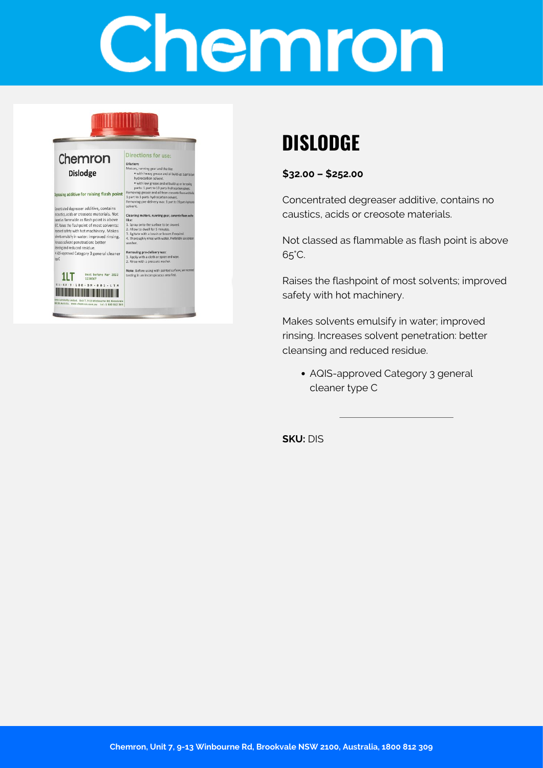# Chemron

## DISLODGE

**$32.00 – $252.00**

Concentrated degreaser additive, contains no caustics, acids or creosote materials.

Not classed as flammable as flash point is above 65˚C.

Raises the flashpoint of most solvents; improved safety with hot machinery.

Makes solvents emulsify in water; improved rinsing. Increases solvent penetration: better cleansing and reduced residue.

- AQIS-approved Category 3 general cleaner type C

**SKU:** DIS

Chemron, Unit 7, 9-13 Winbourne Rd, Brookvale NSW 2100, Australia, 1800 812 309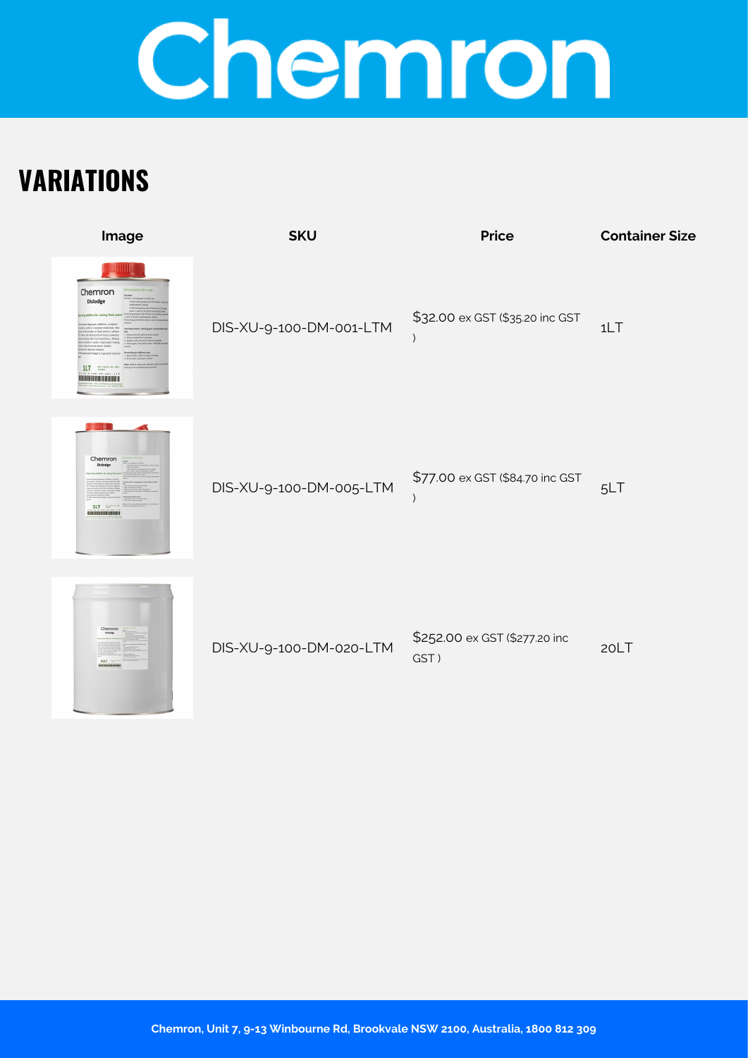## VARIATIONS

| Image | SKU | Price | Container Size |
| --- | --- | --- | --- |
| | DIS-XU-9-100-DM-001-LTM | $32.00 ex GST ($35.20 inc GST ) | 1LT |
| | DIS-XU-9-100-DM-005-LTM | $77.00 ex GST ($84.70 inc GST ) | 5LT |
| | DIS-XU-9-100-DM-020-LTM | $252.00 ex GST ($277.20 inc GST ) | 20LT |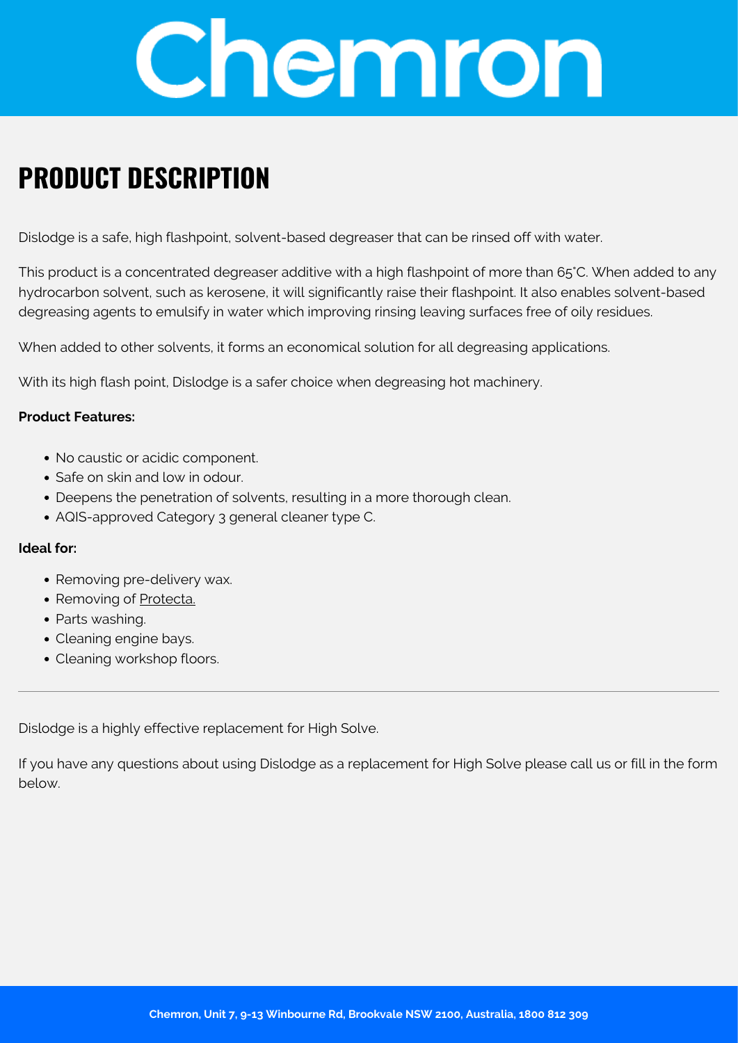# Chemron

## PRODUCT DESCRIPTION

Dislodge is a safe, high flashpoint, solvent-based degreaser that can be rinsed off with water.

This product is a concentrated degreaser additive with a high flashpoint of more than 65˚C. When added to any hydrocarbon solvent, such as kerosene, it will significantly raise their flashpoint. It also enables solvent-based degreasing agents to emulsify in water which improving rinsing leaving surfaces free of oily residues.

When added to other solvents, it forms an economical solution for all degreasing applications.

With its high flash point, Dislodge is a safer choice when degreasing hot machinery.

**Product Features:**

- No caustic or acidic component.
- Safe on skin and low in odour.
- Deepens the penetration of solvents, resulting in a more thorough clean.
- AQIS-approved Category 3 general cleaner type C.

**Ideal for:**

- Removing pre-delivery wax.
- Removing of Protecta.
- Parts washing.
- Cleaning engine bays.
- Cleaning workshop floors.

---

Dislodge is a highly effective replacement for High Solve.

If you have any questions about using Dislodge as a replacement for High Solve please call us or fill in the form below.

**Chemron, Unit 7, 9-13 Winbourne Rd, Brookvale NSW 2100, Australia, 1800 812 309**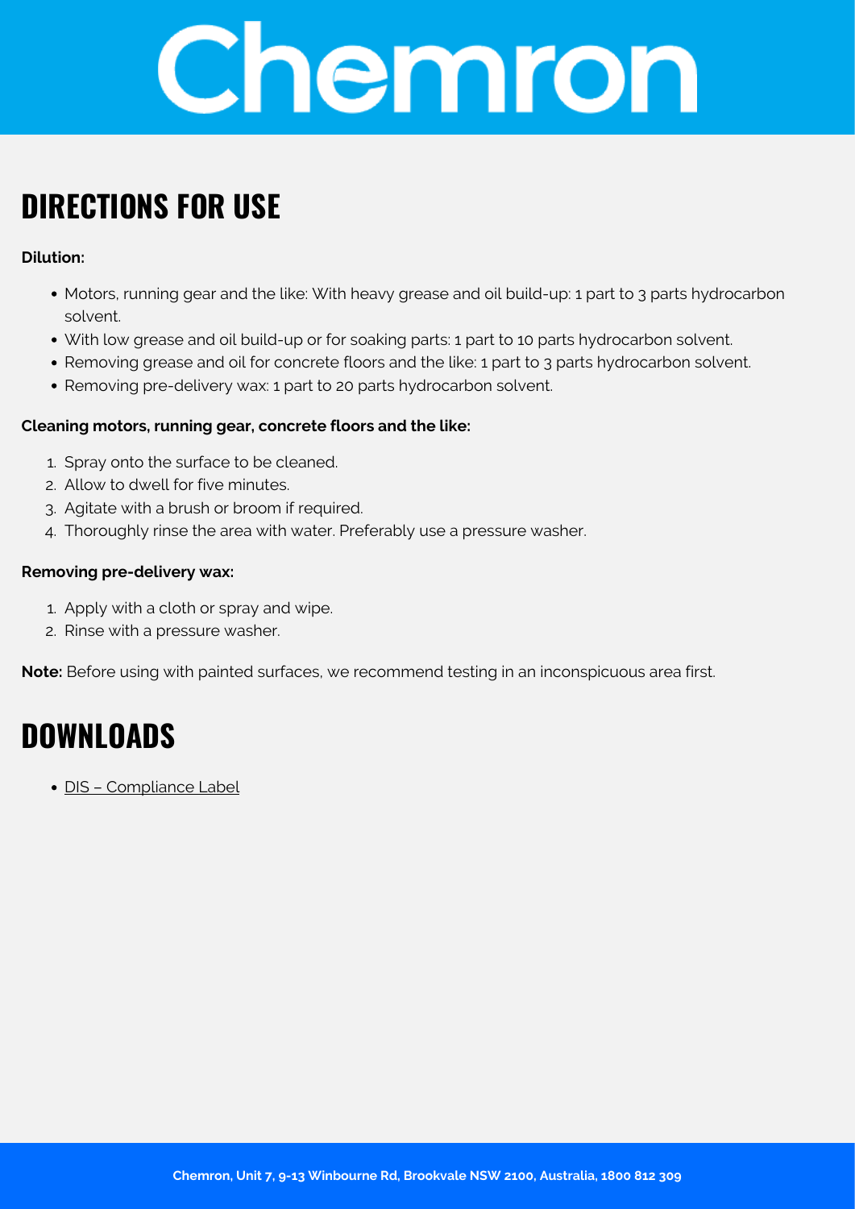# Chemron

## DIRECTIONS FOR USE

**Dilution:**

- Motors, running gear and the like: With heavy grease and oil build-up: 1 part to 3 parts hydrocarbon solvent.
- With low grease and oil build-up or for soaking parts: 1 part to 10 parts hydrocarbon solvent.
- Removing grease and oil for concrete floors and the like: 1 part to 3 parts hydrocarbon solvent.
- Removing pre-delivery wax: 1 part to 20 parts hydrocarbon solvent.

**Cleaning motors, running gear, concrete floors and the like:**

1. Spray onto the surface to be cleaned.
2. Allow to dwell for five minutes.
3. Agitate with a brush or broom if required.
4. Thoroughly rinse the area with water. Preferably use a pressure washer.

**Removing pre-delivery wax:**

1. Apply with a cloth or spray and wipe.
2. Rinse with a pressure washer.

**Note:** Before using with painted surfaces, we recommend testing in an inconspicuous area first.

## DOWNLOADS

- DIS – Compliance Label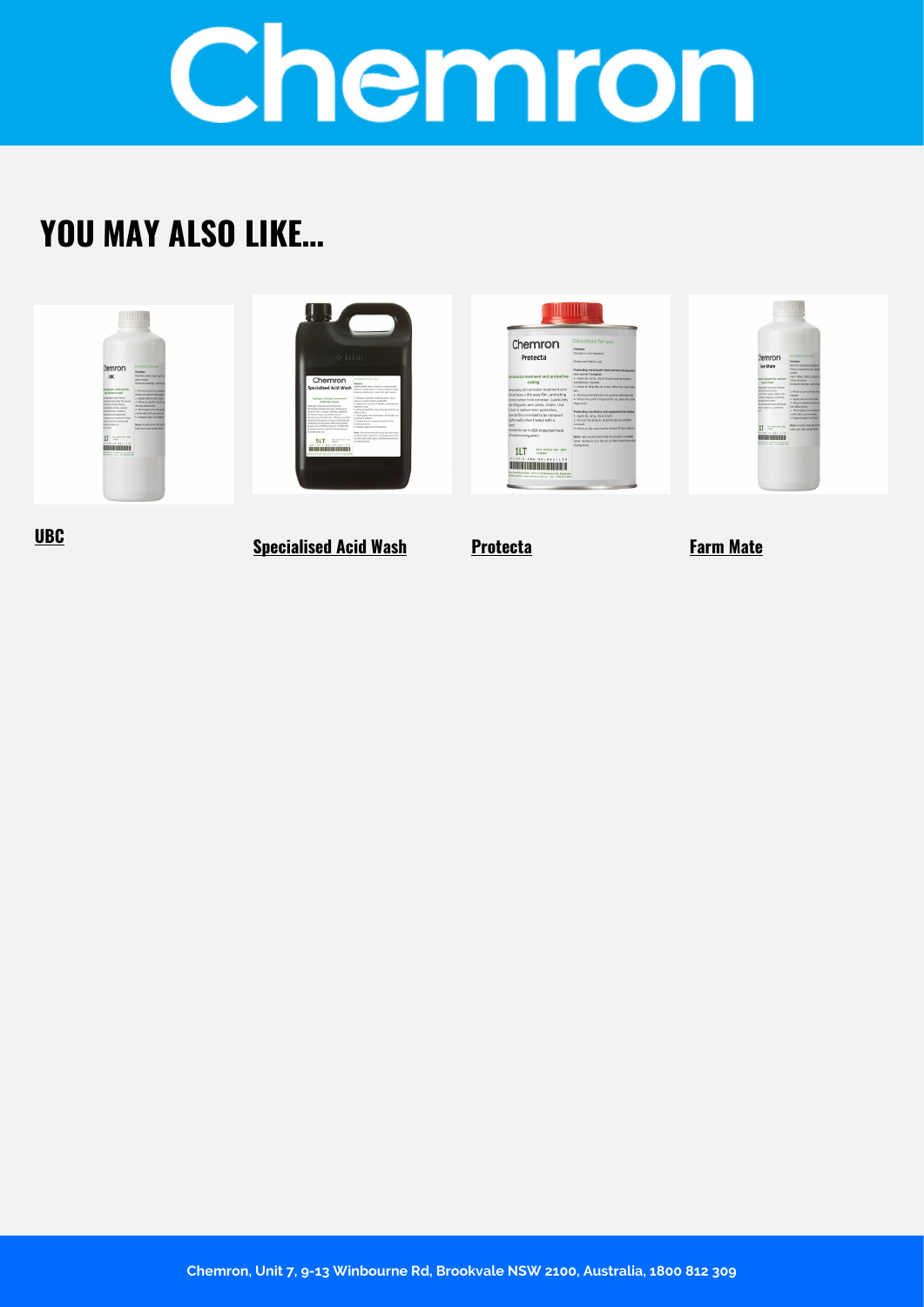# Chemron

## YOU MAY ALSO LIKE...

[UBC]

[Specialised Acid Wash]

[Protecta]

[Farm Mate]

Chemron, Unit 7, 9-13 Winbourne Rd, Brookvale NSW 2100, Australia, 1800 812 309